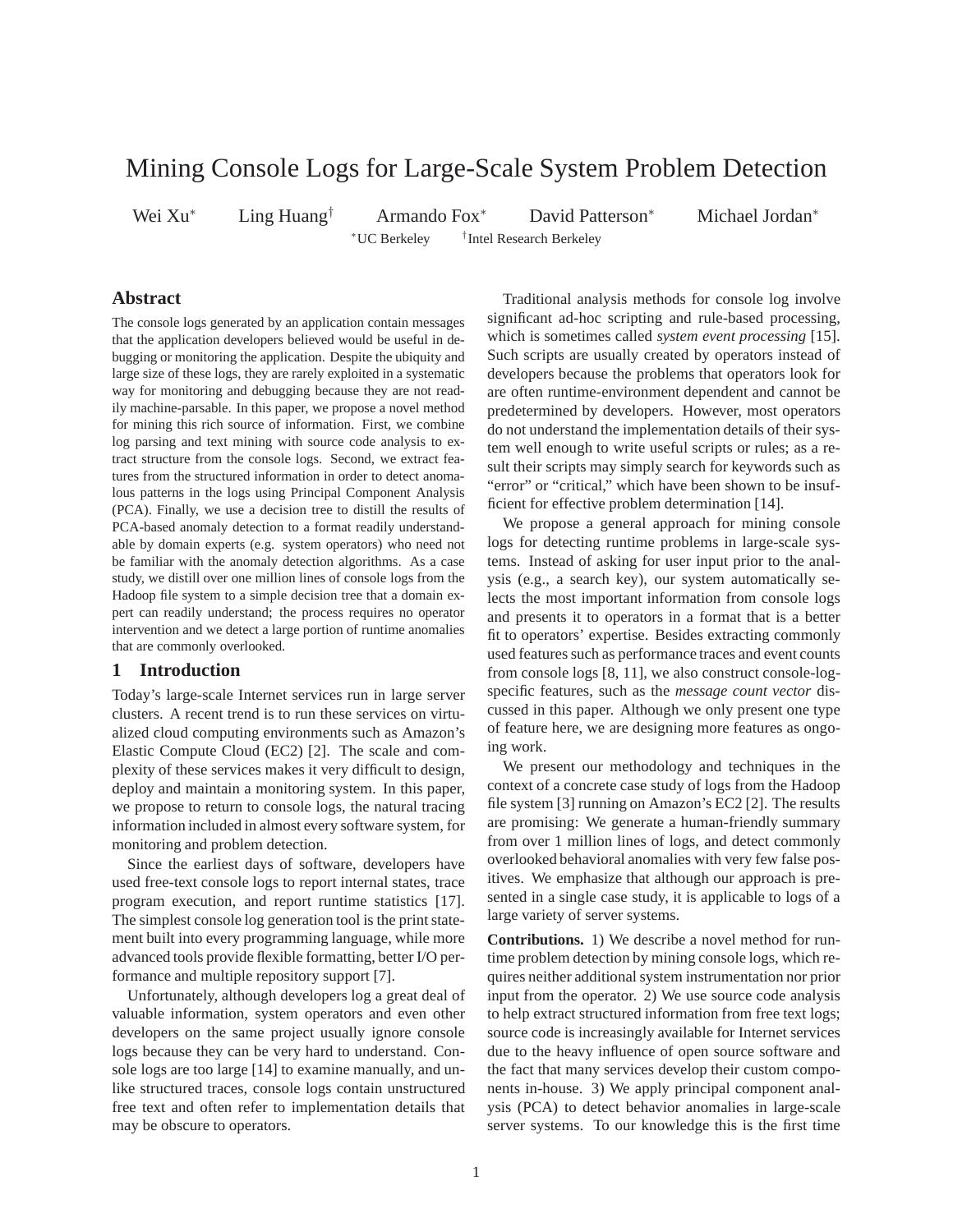# Mining Console Logs for Large-Scale System Problem Detection

Wei Xu[*] Ling Huang[†] Armando Fox[*] David Patterson[*] Michael Jordan[*]

[*]UC Berkeley [†]Intel Research Berkeley

## Abstract

The console logs generated by an application contain messages that the application developers believed would be useful in debugging or monitoring the application. Despite the ubiquity and large size of these logs, they are rarely exploited in a systematic way for monitoring and debugging because they are not readily machine-parsable. In this paper, we propose a novel method for mining this rich source of information. First, we combine log parsing and text mining with source code analysis to extract structure from the console logs. Second, we extract features from the structured information in order to detect anomalous patterns in the logs using Principal Component Analysis (PCA). Finally, we use a decision tree to distill the results of PCA-based anomaly detection to a format readily understandable by domain experts (e.g. system operators) who need not be familiar with the anomaly detection algorithms. As a case study, we distill over one million lines of console logs from the Hadoop file system to a simple decision tree that a domain expert can readily understand; the process requires no operator intervention and we detect a large portion of runtime anomalies that are commonly overlooked.

## 1 Introduction

Today's large-scale Internet services run in large server clusters. A recent trend is to run these services on virtualized cloud computing environments such as Amazon's Elastic Compute Cloud (EC2) [2]. The scale and complexity of these services makes it very difficult to design, deploy and maintain a monitoring system. In this paper, we propose to return to console logs, the natural tracing information included in almost every software system, for monitoring and problem detection.

Since the earliest days of software, developers have used free-text console logs to report internal states, trace program execution, and report runtime statistics [17]. The simplest console log generation tool is the print statement built into every programming language, while more advanced tools provide flexible formatting, better I/O performance and multiple repository support [7].

Unfortunately, although developers log a great deal of valuable information, system operators and even other developers on the same project usually ignore console logs because they can be very hard to understand. Console logs are too large [14] to examine manually, and unlike structured traces, console logs contain unstructured free text and often refer to implementation details that may be obscure to operators.

Traditional analysis methods for console log involve significant ad-hoc scripting and rule-based processing, which is sometimes called *system event processing* [15]. Such scripts are usually created by operators instead of developers because the problems that operators look for are often runtime-environment dependent and cannot be predetermined by developers. However, most operators do not understand the implementation details of their system well enough to write useful scripts or rules; as a result their scripts may simply search for keywords such as "error" or "critical," which have been shown to be insufficient for effective problem determination [14].

We propose a general approach for mining console logs for detecting runtime problems in large-scale systems. Instead of asking for user input prior to the analysis (e.g., a search key), our system automatically selects the most important information from console logs and presents it to operators in a format that is a better fit to operators' expertise. Besides extracting commonly used features such as performance traces and event counts from console logs [8, 11], we also construct console-log-specific features, such as the *message count vector* discussed in this paper. Although we only present one type of feature here, we are designing more features as ongoing work.

We present our methodology and techniques in the context of a concrete case study of logs from the Hadoop file system [3] running on Amazon's EC2 [2]. The results are promising: We generate a human-friendly summary from over 1 million lines of logs, and detect commonly overlooked behavioral anomalies with very few false positives. We emphasize that although our approach is presented in a single case study, it is applicable to logs of a large variety of server systems.

**Contributions.** 1) We describe a novel method for runtime problem detection by mining console logs, which requires neither additional system instrumentation nor prior input from the operator. 2) We use source code analysis to help extract structured information from free text logs; source code is increasingly available for Internet services due to the heavy influence of open source software and the fact that many services develop their custom components in-house. 3) We apply principal component analysis (PCA) to detect behavior anomalies in large-scale server systems. To our knowledge this is the first time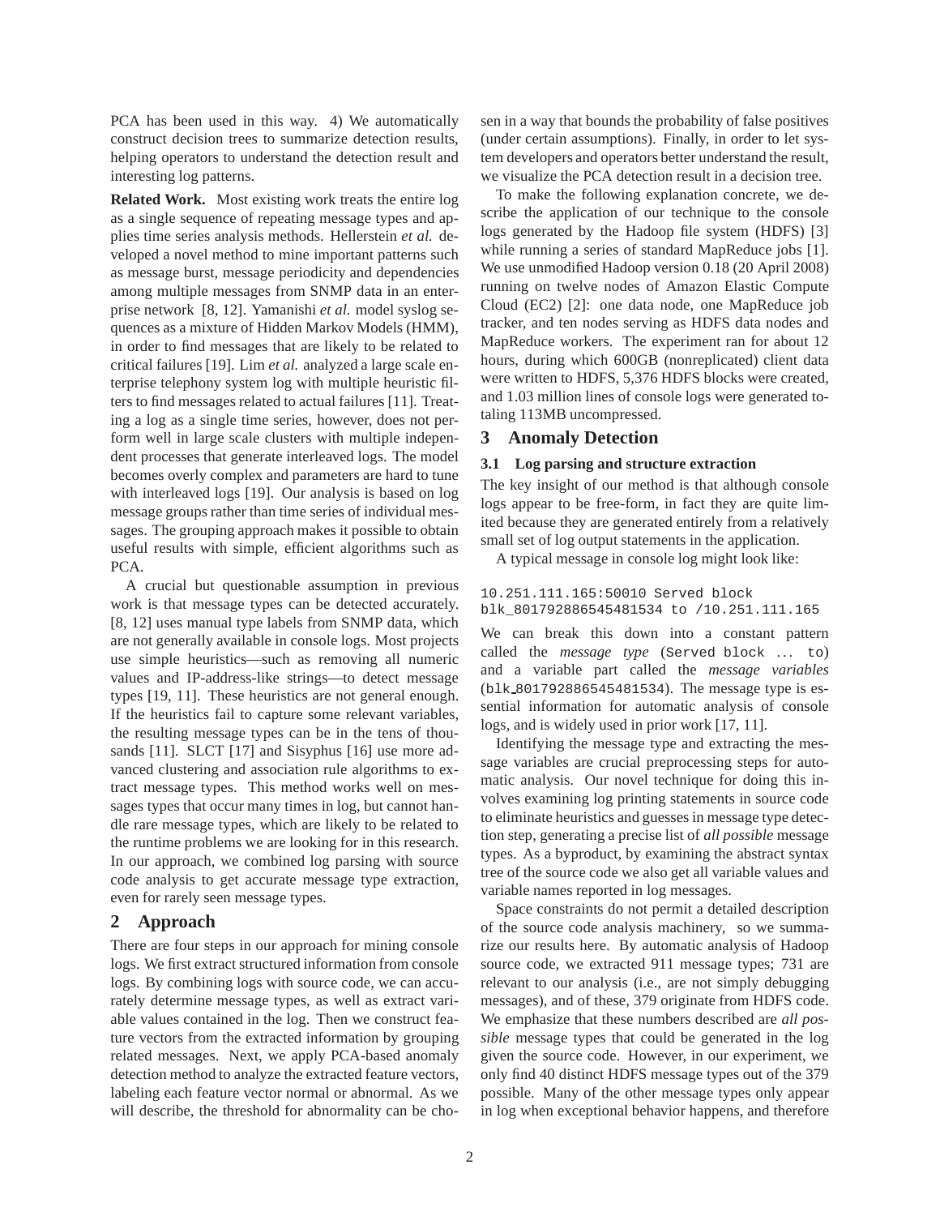PCA has been used in this way. 4) We automatically construct decision trees to summarize detection results, helping operators to understand the detection result and interesting log patterns.

**Related Work.** Most existing work treats the entire log as a single sequence of repeating message types and applies time series analysis methods. Hellerstein *et al.* developed a novel method to mine important patterns such as message burst, message periodicity and dependencies among multiple messages from SNMP data in an enterprise network [8, 12]. Yamanishi *et al.* model syslog sequences as a mixture of Hidden Markov Models (HMM), in order to find messages that are likely to be related to critical failures [19]. Lim *et al.* analyzed a large scale enterprise telephony system log with multiple heuristic filters to find messages related to actual failures [11]. Treating a log as a single time series, however, does not perform well in large scale clusters with multiple independent processes that generate interleaved logs. The model becomes overly complex and parameters are hard to tune with interleaved logs [19]. Our analysis is based on log message groups rather than time series of individual messages. The grouping approach makes it possible to obtain useful results with simple, efficient algorithms such as PCA.

A crucial but questionable assumption in previous work is that message types can be detected accurately. [8, 12] uses manual type labels from SNMP data, which are not generally available in console logs. Most projects use simple heuristics—such as removing all numeric values and IP-address-like strings—to detect message types [19, 11]. These heuristics are not general enough. If the heuristics fail to capture some relevant variables, the resulting message types can be in the tens of thousands [11]. SLCT [17] and Sisyphus [16] use more advanced clustering and association rule algorithms to extract message types. This method works well on messages types that occur many times in log, but cannot handle rare message types, which are likely to be related to the runtime problems we are looking for in this research. In our approach, we combined log parsing with source code analysis to get accurate message type extraction, even for rarely seen message types.

## 2 Approach

There are four steps in our approach for mining console logs. We first extract structured information from console logs. By combining logs with source code, we can accurately determine message types, as well as extract variable values contained in the log. Then we construct feature vectors from the extracted information by grouping related messages. Next, we apply PCA-based anomaly detection method to analyze the extracted feature vectors, labeling each feature vector normal or abnormal. As we will describe, the threshold for abnormality can be chosen in a way that bounds the probability of false positives (under certain assumptions). Finally, in order to let system developers and operators better understand the result, we visualize the PCA detection result in a decision tree.

To make the following explanation concrete, we describe the application of our technique to the console logs generated by the Hadoop file system (HDFS) [3] while running a series of standard MapReduce jobs [1]. We use unmodified Hadoop version 0.18 (20 April 2008) running on twelve nodes of Amazon Elastic Compute Cloud (EC2) [2]: one data node, one MapReduce job tracker, and ten nodes serving as HDFS data nodes and MapReduce workers. The experiment ran for about 12 hours, during which 600GB (nonreplicated) client data were written to HDFS, 5,376 HDFS blocks were created, and 1.03 million lines of console logs were generated totaling 113MB uncompressed.

## 3 Anomaly Detection

### 3.1 Log parsing and structure extraction

The key insight of our method is that although console logs appear to be free-form, in fact they are quite limited because they are generated entirely from a relatively small set of log output statements in the application.

A typical message in console log might look like:

```
10.251.111.165:50010 Served block
blk_801792886545481534 to /10.251.111.165
```

We can break this down into a constant pattern called the *message type* (`Served block ... to`) and a variable part called the *message variables* (`blk_801792886545481534`). The message type is essential information for automatic analysis of console logs, and is widely used in prior work [17, 11].

Identifying the message type and extracting the message variables are crucial preprocessing steps for automatic analysis. Our novel technique for doing this involves examining log printing statements in source code to eliminate heuristics and guesses in message type detection step, generating a precise list of *all possible* message types. As a byproduct, by examining the abstract syntax tree of the source code we also get all variable values and variable names reported in log messages.

Space constraints do not permit a detailed description of the source code analysis machinery, so we summarize our results here. By automatic analysis of Hadoop source code, we extracted 911 message types; 731 are relevant to our analysis (i.e., are not simply debugging messages), and of these, 379 originate from HDFS code. We emphasize that these numbers described are *all possible* message types that could be generated in the log given the source code. However, in our experiment, we only find 40 distinct HDFS message types out of the 379 possible. Many of the other message types only appear in log when exceptional behavior happens, and therefore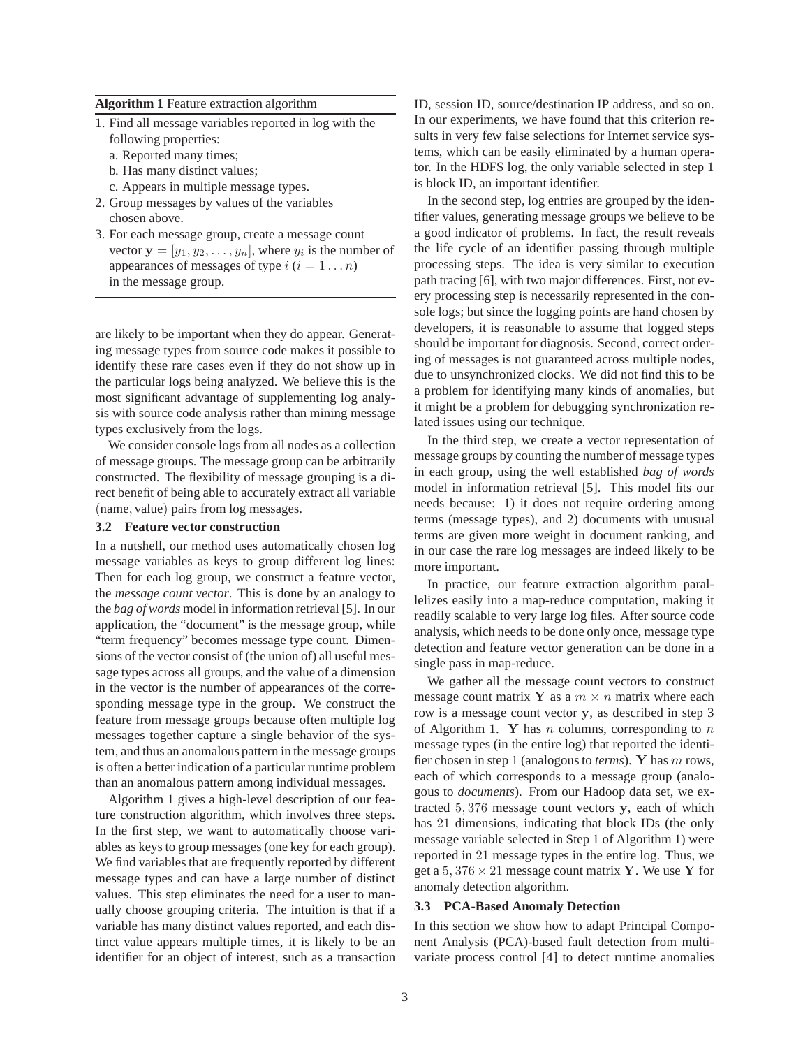**Algorithm 1** Feature extraction algorithm

1. Find all message variables reported in log with the following properties:
   a. Reported many times;
   b. Has many distinct values;
   c. Appears in multiple message types.
2. Group messages by values of the variables chosen above.
3. For each message group, create a message count vector $\mathbf{y} = [y_1, y_2, \ldots, y_n]$, where $y_i$ is the number of appearances of messages of type $i$ ($i = 1 \ldots n$) in the message group.

are likely to be important when they do appear. Generating message types from source code makes it possible to identify these rare cases even if they do not show up in the particular logs being analyzed. We believe this is the most significant advantage of supplementing log analysis with source code analysis rather than mining message types exclusively from the logs.

We consider console logs from all nodes as a collection of message groups. The message group can be arbitrarily constructed. The flexibility of message grouping is a direct benefit of being able to accurately extract all variable $\langle\text{name}, \text{value}\rangle$ pairs from log messages.

### 3.2 Feature vector construction

In a nutshell, our method uses automatically chosen log message variables as keys to group different log lines: Then for each log group, we construct a feature vector, the *message count vector*. This is done by an analogy to the *bag of words* model in information retrieval [5]. In our application, the "document" is the message group, while "term frequency" becomes message type count. Dimensions of the vector consist of (the union of) all useful message types across all groups, and the value of a dimension in the vector is the number of appearances of the corresponding message type in the group. We construct the feature from message groups because often multiple log messages together capture a single behavior of the system, and thus an anomalous pattern in the message groups is often a better indication of a particular runtime problem than an anomalous pattern among individual messages.

Algorithm 1 gives a high-level description of our feature construction algorithm, which involves three steps. In the first step, we want to automatically choose variables as keys to group messages (one key for each group). We find variables that are frequently reported by different message types and can have a large number of distinct values. This step eliminates the need for a user to manually choose grouping criteria. The intuition is that if a variable has many distinct values reported, and each distinct value appears multiple times, it is likely to be an identifier for an object of interest, such as a transaction ID, session ID, source/destination IP address, and so on. In our experiments, we have found that this criterion results in very few false selections for Internet service systems, which can be easily eliminated by a human operator. In the HDFS log, the only variable selected in step 1 is block ID, an important identifier.

In the second step, log entries are grouped by the identifier values, generating message groups we believe to be a good indicator of problems. In fact, the result reveals the life cycle of an identifier passing through multiple processing steps. The idea is very similar to execution path tracing [6], with two major differences. First, not every processing step is necessarily represented in the console logs; but since the logging points are hand chosen by developers, it is reasonable to assume that logged steps should be important for diagnosis. Second, correct ordering of messages is not guaranteed across multiple nodes, due to unsynchronized clocks. We did not find this to be a problem for identifying many kinds of anomalies, but it might be a problem for debugging synchronization related issues using our technique.

In the third step, we create a vector representation of message groups by counting the number of message types in each group, using the well established *bag of words* model in information retrieval [5]. This model fits our needs because: 1) it does not require ordering among terms (message types), and 2) documents with unusual terms are given more weight in document ranking, and in our case the rare log messages are indeed likely to be more important.

In practice, our feature extraction algorithm parallelizes easily into a map-reduce computation, making it readily scalable to very large log files. After source code analysis, which needs to be done only once, message type detection and feature vector generation can be done in a single pass in map-reduce.

We gather all the message count vectors to construct message count matrix $\mathbf{Y}$ as a $m \times n$ matrix where each row is a message count vector $\mathbf{y}$, as described in step 3 of Algorithm 1. $\mathbf{Y}$ has $n$ columns, corresponding to $n$ message types (in the entire log) that reported the identifier chosen in step 1 (analogous to *terms*). $\mathbf{Y}$ has $m$ rows, each of which corresponds to a message group (analogous to *documents*). From our Hadoop data set, we extracted $5,376$ message count vectors $\mathbf{y}$, each of which has $21$ dimensions, indicating that block IDs (the only message variable selected in Step 1 of Algorithm 1) were reported in $21$ message types in the entire log. Thus, we get a $5,376 \times 21$ message count matrix $\mathbf{Y}$. We use $\mathbf{Y}$ for anomaly detection algorithm.

### 3.3 PCA-Based Anomaly Detection

In this section we show how to adapt Principal Component Analysis (PCA)-based fault detection from multivariate process control [4] to detect runtime anomalies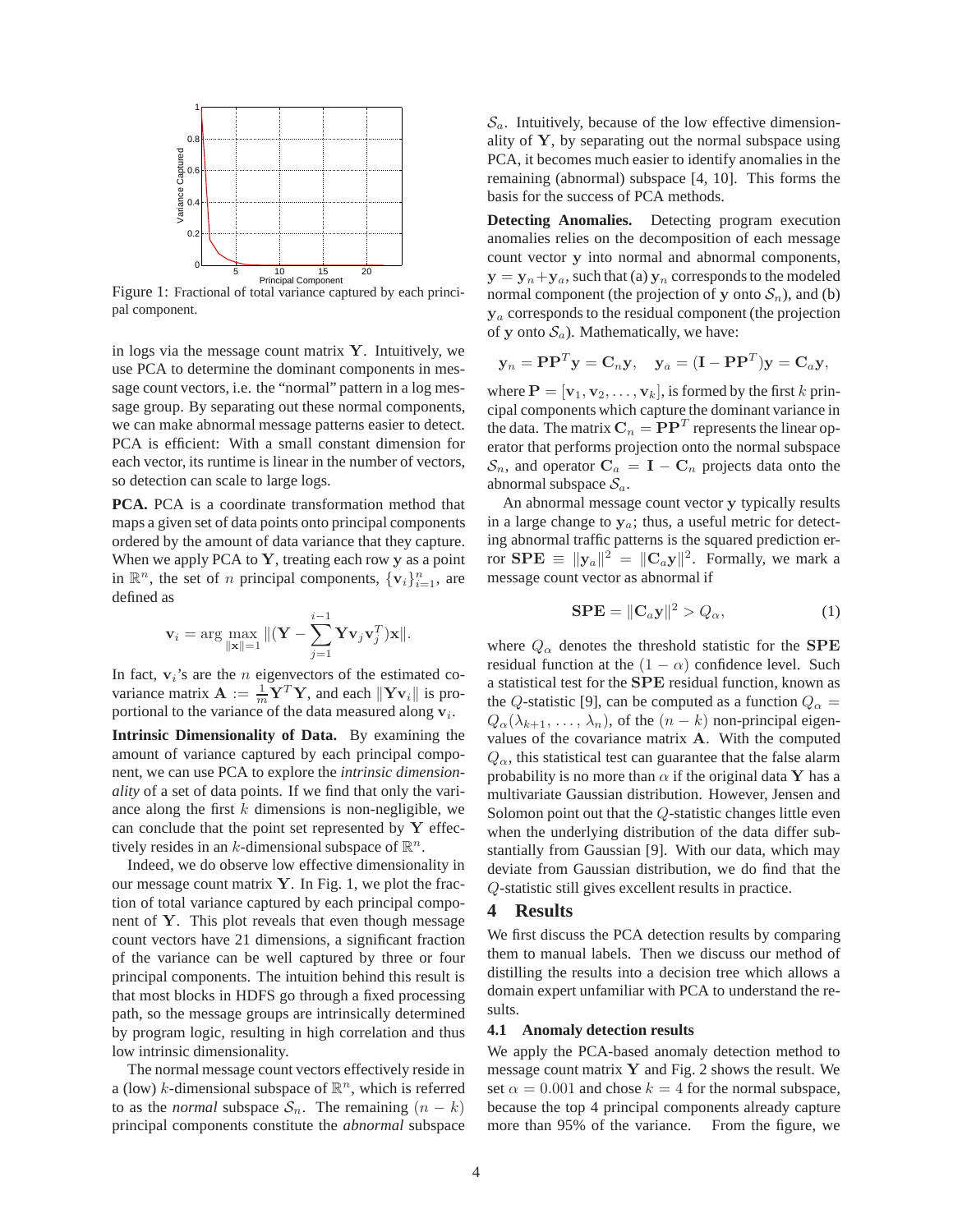Figure 1: Fractional of total variance captured by each principal component.

in logs via the message count matrix $\mathbf{Y}$. Intuitively, we use PCA to determine the dominant components in message count vectors, i.e. the "normal" pattern in a log message group. By separating out these normal components, we can make abnormal message patterns easier to detect. PCA is efficient: With a small constant dimension for each vector, its runtime is linear in the number of vectors, so detection can scale to large logs.

**PCA.** PCA is a coordinate transformation method that maps a given set of data points onto principal components ordered by the amount of data variance that they capture. When we apply PCA to $\mathbf{Y}$, treating each row $\mathbf{y}$ as a point in $\mathbb{R}^n$, the set of $n$ principal components, $\{\mathbf{v}_i\}_{i=1}^n$, are defined as

$$\mathbf{v}_i = \arg \max_{\|\mathbf{x}\|=1} \|(\mathbf{Y} - \sum_{j=1}^{i-1} \mathbf{Y}\mathbf{v}_j\mathbf{v}_j^T)\mathbf{x}\|.$$

In fact, $\mathbf{v}_i$'s are the $n$ eigenvectors of the estimated covariance matrix $\mathbf{A} := \frac{1}{m}\mathbf{Y}^T\mathbf{Y}$, and each $\|\mathbf{Y}\mathbf{v}_i\|$ is proportional to the variance of the data measured along $\mathbf{v}_i$.

**Intrinsic Dimensionality of Data.** By examining the amount of variance captured by each principal component, we can use PCA to explore the *intrinsic dimensionality* of a set of data points. If we find that only the variance along the first $k$ dimensions is non-negligible, we can conclude that the point set represented by $\mathbf{Y}$ effectively resides in an $k$-dimensional subspace of $\mathbb{R}^n$.

Indeed, we do observe low effective dimensionality in our message count matrix $\mathbf{Y}$. In Fig. 1, we plot the fraction of total variance captured by each principal component of $\mathbf{Y}$. This plot reveals that even though message count vectors have 21 dimensions, a significant fraction of the variance can be well captured by three or four principal components. The intuition behind this result is that most blocks in HDFS go through a fixed processing path, so the message groups are intrinsically determined by program logic, resulting in high correlation and thus low intrinsic dimensionality.

The normal message count vectors effectively reside in a (low) $k$-dimensional subspace of $\mathbb{R}^n$, which is referred to as the *normal* subspace $\mathcal{S}_n$. The remaining $(n-k)$ principal components constitute the *abnormal* subspace $\mathcal{S}_a$. Intuitively, because of the low effective dimensionality of $\mathbf{Y}$, by separating out the normal subspace using PCA, it becomes much easier to identify anomalies in the remaining (abnormal) subspace [4, 10]. This forms the basis for the success of PCA methods.

**Detecting Anomalies.** Detecting program execution anomalies relies on the decomposition of each message count vector $\mathbf{y}$ into normal and abnormal components, $\mathbf{y} = \mathbf{y}_n + \mathbf{y}_a$, such that (a) $\mathbf{y}_n$ corresponds to the modeled normal component (the projection of $\mathbf{y}$ onto $\mathcal{S}_n$), and (b) $\mathbf{y}_a$ corresponds to the residual component (the projection of $\mathbf{y}$ onto $\mathcal{S}_a$). Mathematically, we have:

$$\mathbf{y}_n = \mathbf{P}\mathbf{P}^T\mathbf{y} = \mathbf{C}_n\mathbf{y}, \quad \mathbf{y}_a = (\mathbf{I} - \mathbf{P}\mathbf{P}^T)\mathbf{y} = \mathbf{C}_a\mathbf{y},$$

where $\mathbf{P} = [\mathbf{v}_1, \mathbf{v}_2, \ldots, \mathbf{v}_k]$, is formed by the first $k$ principal components which capture the dominant variance in the data. The matrix $\mathbf{C}_n = \mathbf{P}\mathbf{P}^T$ represents the linear operator that performs projection onto the normal subspace $\mathcal{S}_n$, and operator $\mathbf{C}_a = \mathbf{I} - \mathbf{C}_n$ projects data onto the abnormal subspace $\mathcal{S}_a$.

An abnormal message count vector $\mathbf{y}$ typically results in a large change to $\mathbf{y}_a$; thus, a useful metric for detecting abnormal traffic patterns is the squared prediction error $\mathbf{SPE} \equiv \|\mathbf{y}_a\|^2 = \|\mathbf{C}_a\mathbf{y}\|^2$. Formally, we mark a message count vector as abnormal if

$$\mathbf{SPE} = \|\mathbf{C}_a\mathbf{y}\|^2 > Q_\alpha, \tag{1}$$

where $Q_\alpha$ denotes the threshold statistic for the $\mathbf{SPE}$ residual function at the $(1-\alpha)$ confidence level. Such a statistical test for the $\mathbf{SPE}$ residual function, known as the $Q$-statistic [9], can be computed as a function $Q_\alpha = Q_\alpha(\lambda_{k+1}, \ldots, \lambda_n)$, of the $(n-k)$ non-principal eigenvalues of the covariance matrix $\mathbf{A}$. With the computed $Q_\alpha$, this statistical test can guarantee that the false alarm probability is no more than $\alpha$ if the original data $\mathbf{Y}$ has a multivariate Gaussian distribution. However, Jensen and Solomon point out that the $Q$-statistic changes little even when the underlying distribution of the data differ substantially from Gaussian [9]. With our data, which may deviate from Gaussian distribution, we do find that the $Q$-statistic still gives excellent results in practice.

# 4 Results

We first discuss the PCA detection results by comparing them to manual labels. Then we discuss our method of distilling the results into a decision tree which allows a domain expert unfamiliar with PCA to understand the results.

## 4.1 Anomaly detection results

We apply the PCA-based anomaly detection method to message count matrix $\mathbf{Y}$ and Fig. 2 shows the result. We set $\alpha = 0.001$ and chose $k = 4$ for the normal subspace, because the top 4 principal components already capture more than 95% of the variance. From the figure, we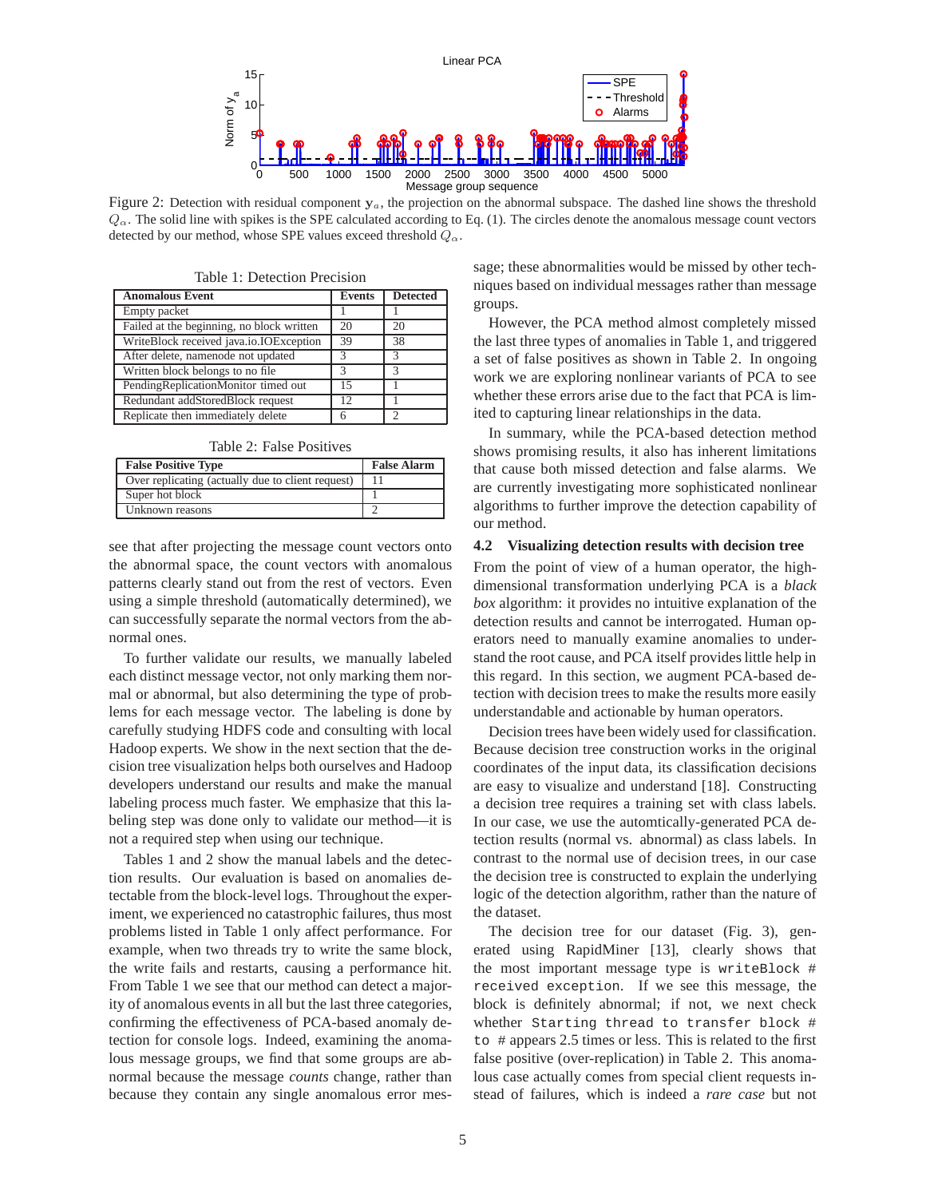Figure 2: Detection with residual component $\mathbf{y}_a$, the projection on the abnormal subspace. The dashed line shows the threshold $Q_\alpha$. The solid line with spikes is the SPE calculated according to Eq. (1). The circles denote the anomalous message count vectors detected by our method, whose SPE values exceed threshold $Q_\alpha$.

Table 1: Detection Precision

| Anomalous Event | Events | Detected |
|---|---|---|
| Empty packet | 1 | 1 |
| Failed at the beginning, no block written | 20 | 20 |
| WriteBlock received java.io.IOException | 39 | 38 |
| After delete, namenode not updated | 3 | 3 |
| Written block belongs to no file | 3 | 3 |
| PendingReplicationMonitor timed out | 15 | 1 |
| Redundant addStoredBlock request | 12 | 1 |
| Replicate then immediately delete | 6 | 2 |

Table 2: False Positives

| False Positive Type | False Alarm |
|---|---|
| Over replicating (actually due to client request) | 11 |
| Super hot block | 1 |
| Unknown reasons | 2 |

see that after projecting the message count vectors onto the abnormal space, the count vectors with anomalous patterns clearly stand out from the rest of vectors. Even using a simple threshold (automatically determined), we can successfully separate the normal vectors from the abnormal ones.

To further validate our results, we manually labeled each distinct message vector, not only marking them normal or abnormal, but also determining the type of problems for each message vector. The labeling is done by carefully studying HDFS code and consulting with local Hadoop experts. We show in the next section that the decision tree visualization helps both ourselves and Hadoop developers understand our results and make the manual labeling process much faster. We emphasize that this labeling step was done only to validate our method—it is not a required step when using our technique.

Tables 1 and 2 show the manual labels and the detection results. Our evaluation is based on anomalies detectable from the block-level logs. Throughout the experiment, we experienced no catastrophic failures, thus most problems listed in Table 1 only affect performance. For example, when two threads try to write the same block, the write fails and restarts, causing a performance hit. From Table 1 we see that our method can detect a majority of anomalous events in all but the last three categories, confirming the effectiveness of PCA-based anomaly detection for console logs. Indeed, examining the anomalous message groups, we find that some groups are abnormal because the message *counts* change, rather than because they contain any single anomalous error message; these abnormalities would be missed by other techniques based on individual messages rather than message groups.

However, the PCA method almost completely missed the last three types of anomalies in Table 1, and triggered a set of false positives as shown in Table 2. In ongoing work we are exploring nonlinear variants of PCA to see whether these errors arise due to the fact that PCA is limited to capturing linear relationships in the data.

In summary, while the PCA-based detection method shows promising results, it also has inherent limitations that cause both missed detection and false alarms. We are currently investigating more sophisticated nonlinear algorithms to further improve the detection capability of our method.

### 4.2 Visualizing detection results with decision tree

From the point of view of a human operator, the high-dimensional transformation underlying PCA is a *black box* algorithm: it provides no intuitive explanation of the detection results and cannot be interrogated. Human operators need to manually examine anomalies to understand the root cause, and PCA itself provides little help in this regard. In this section, we augment PCA-based detection with decision trees to make the results more easily understandable and actionable by human operators.

Decision trees have been widely used for classification. Because decision tree construction works in the original coordinates of the input data, its classification decisions are easy to visualize and understand [18]. Constructing a decision tree requires a training set with class labels. In our case, we use the automtically-generated PCA detection results (normal vs. abnormal) as class labels. In contrast to the normal use of decision trees, in our case the decision tree is constructed to explain the underlying logic of the detection algorithm, rather than the nature of the dataset.

The decision tree for our dataset (Fig. 3), generated using RapidMiner [13], clearly shows that the most important message type is `writeBlock # received exception`. If we see this message, the block is definitely abnormal; if not, we next check whether `Starting thread to transfer block # to #` appears 2.5 times or less. This is related to the first false positive (over-replication) in Table 2. This anomalous case actually comes from special client requests instead of failures, which is indeed a *rare case* but not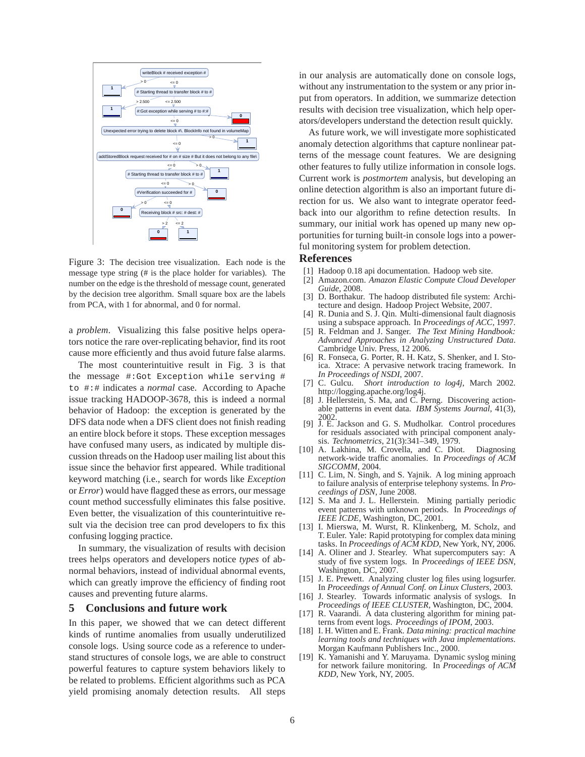writeBlock # received exception #

> 0

<= 0

1

# Starting thread to transfer block # to #

> 2.500

<= 2.500

1

#:Got exception while serving # to #:#

0

<= 0

Unexpected error trying to delete block #\. BlockInfo not found in volumeMap

> 0

1

<= 0

addStoredBlock request received for # on # size # But it does not belong to any file\

<= 0

> 0

1

# Starting thread to transfer block # to #

<= 0

> 0

0

#Verification succeeded for #

> 0

<= 0

0

Receiving block # src: # dest: #

> 2

<= 2

0

1

Figure 3: The decision tree visualization. Each node is the message type string (# is the place holder for variables). The number on the edge is the threshold of message count, generated by the decision tree algorithm. Small square box are the labels from PCA, with 1 for abnormal, and 0 for normal.

a *problem*. Visualizing this false positive helps operators notice the rare over-replicating behavior, find its root cause more efficiently and thus avoid future false alarms.

The most counterintuitive result in Fig. 3 is that the message `#:Got Exception while serving # to #:#` indicates a *normal* case. According to Apache issue tracking HADOOP-3678, this is indeed a normal behavior of Hadoop: the exception is generated by the DFS data node when a DFS client does not finish reading an entire block before it stops. These exception messages have confused many users, as indicated by multiple discussion threads on the Hadoop user mailing list about this issue since the behavior first appeared. While traditional keyword matching (i.e., search for words like *Exception* or *Error*) would have flagged these as errors, our message count method successfully eliminates this false positive. Even better, the visualization of this counterintuitive result via the decision tree can prod developers to fix this confusing logging practice.

In summary, the visualization of results with decision trees helps operators and developers notice *types* of abnormal behaviors, instead of individual abnormal events, which can greatly improve the efficiency of finding root causes and preventing future alarms.

## 5 Conclusions and future work

In this paper, we showed that we can detect different kinds of runtime anomalies from usually underutilized console logs. Using source code as a reference to understand structures of console logs, we are able to construct powerful features to capture system behaviors likely to be related to problems. Efficient algorithms such as PCA yield promising anomaly detection results. All steps in our analysis are automatically done on console logs, without any instrumentation to the system or any prior input from operators. In addition, we summarize detection results with decision tree visualization, which help operators/developers understand the detection result quickly.

As future work, we will investigate more sophisticated anomaly detection algorithms that capture nonlinear patterns of the message count features. We are designing other features to fully utilize information in console logs. Current work is *postmortem* analysis, but developing an online detection algorithm is also an important future direction for us. We also want to integrate operator feedback into our algorithm to refine detection results. In summary, our initial work has opened up many new opportunities for turning built-in console logs into a powerful monitoring system for problem detection.

## References

[1] Hadoop 0.18 api documentation. Hadoop web site.

[2] Amazon.com. *Amazon Elastic Compute Cloud Developer Guide*, 2008.

[3] D. Borthakur. The hadoop distributed file system: Architecture and design. Hadoop Project Website, 2007.

[4] R. Dunia and S. J. Qin. Multi-dimensional fault diagnosis using a subspace approach. In *Proceedings of ACC*, 1997.

[5] R. Feldman and J. Sanger. *The Text Mining Handbook: Advanced Approaches in Analyzing Unstructured Data*. Cambridge Univ. Press, 12 2006.

[6] R. Fonseca, G. Porter, R. H. Katz, S. Shenker, and I. Stoica. Xtrace: A pervasive network tracing framework. In *In Proceedings of NSDI*, 2007.

[7] C. Gulcu. *Short introduction to log4j*, March 2002. http://logging.apache.org/log4j.

[8] J. Hellerstein, S. Ma, and C. Perng. Discovering actionable patterns in event data. *IBM Systems Journal*, 41(3), 2002.

[9] J. E. Jackson and G. S. Mudholkar. Control procedures for residuals associated with principal component analysis. *Technometrics*, 21(3):341–349, 1979.

[10] A. Lakhina, M. Crovella, and C. Diot. Diagnosing network-wide traffic anomalies. In *Proceedings of ACM SIGCOMM*, 2004.

[11] C. Lim, N. Singh, and S. Yajnik. A log mining approach to failure analysis of enterprise telephony systems. In *Proceedings of DSN*, June 2008.

[12] S. Ma and J. L. Hellerstein. Mining partially periodic event patterns with unknown periods. In *Proceedings of IEEE ICDE*, Washington, DC, 2001.

[13] I. Mierswa, M. Wurst, R. Klinkenberg, M. Scholz, and T. Euler. Yale: Rapid prototyping for complex data mining tasks. In *Proceedings of ACM KDD*, New York, NY, 2006.

[14] A. Oliner and J. Stearley. What supercomputers say: A study of five system logs. In *Proceedings of IEEE DSN*, Washington, DC, 2007.

[15] J. E. Prewett. Analyzing cluster log files using logsurfer. In *Proceedings of Annual Conf. on Linux Clusters*, 2003.

[16] J. Stearley. Towards informatic analysis of syslogs. In *Proceedings of IEEE CLUSTER*, Washington, DC, 2004.

[17] R. Vaarandi. A data clustering algorithm for mining patterns from event logs. *Proceedings of IPOM*, 2003.

[18] I. H. Witten and E. Frank. *Data mining: practical machine learning tools and techniques with Java implementations*. Morgan Kaufmann Publishers Inc., 2000.

[19] K. Yamanishi and Y. Maruyama. Dynamic syslog mining for network failure monitoring. In *Proceedings of ACM KDD*, New York, NY, 2005.